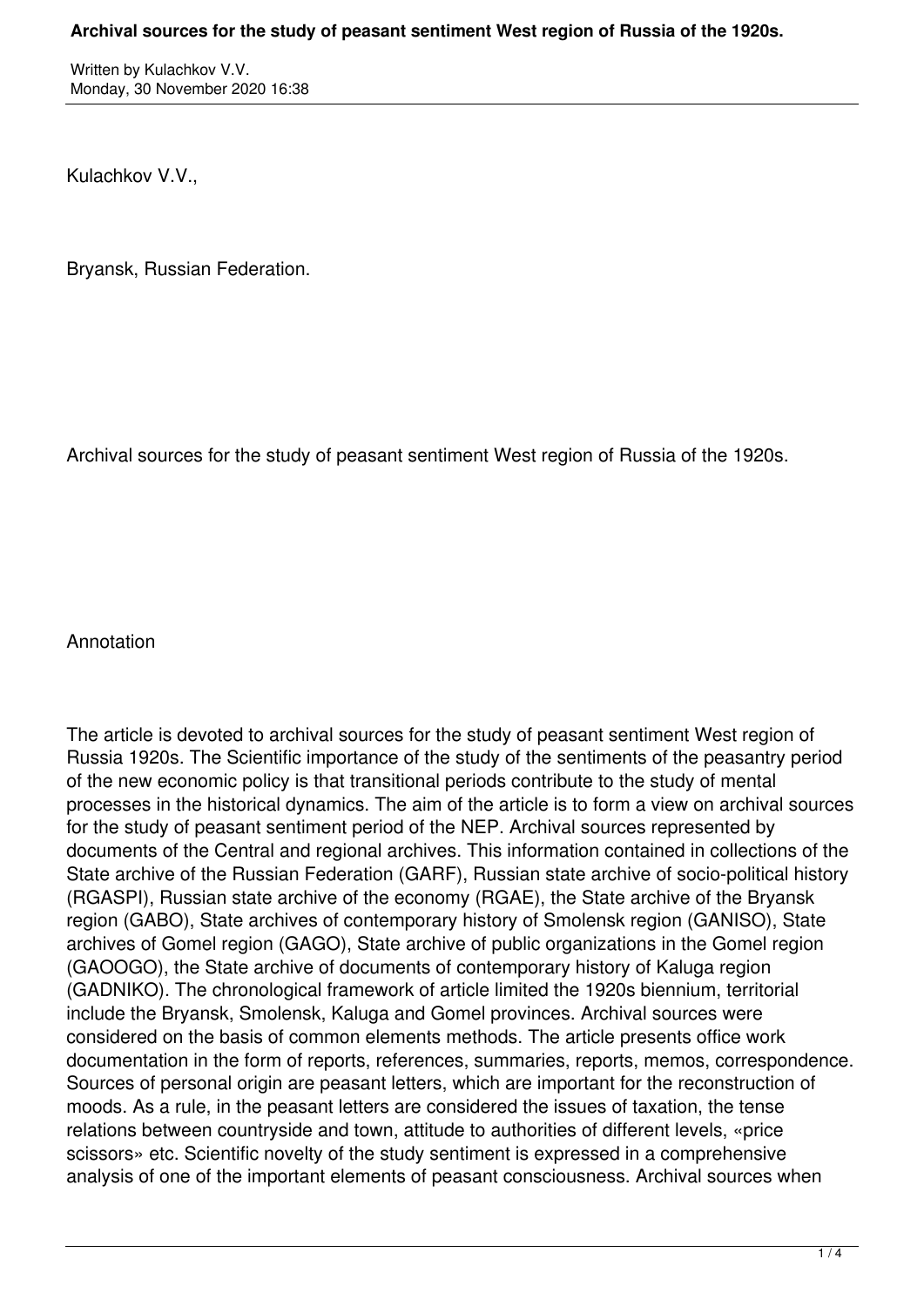Kulachkov V.V.,

Bryansk, Russian Federation.

# Archival sources for the study of peasant sentiment West region of Russia of the 1920s.

## Annotation

The article is devoted to archival sources for the study of peasant sentiment West region of Russia 1920s. The Scientific importance of the study of the sentiments of the peasantry period of the new economic policy is that transitional periods contribute to the study of mental processes in the historical dynamics. The aim of the article is to form a view on archival sources for the study of peasant sentiment period of the NEP. Archival sources represented by documents of the Central and regional archives. This information contained in collections of the State archive of the Russian Federation (GARF), Russian state archive of socio-political history (RGASPI), Russian state archive of the economy (RGAE), the State archive of the Bryansk region (GABO), State archives of contemporary history of Smolensk region (GANISO), State archives of Gomel region (GAGO), State archive of public organizations in the Gomel region (GAOOGO), the State archive of documents of contemporary history of Kaluga region (GADNIKO). The chronological framework of article limited the 1920s biennium, territorial include the Bryansk, Smolensk, Kaluga and Gomel provinces. Archival sources were considered on the basis of common elements methods. The article presents office work documentation in the form of reports, references, summaries, reports, memos, correspondence. Sources of personal origin are peasant letters, which are important for the reconstruction of moods. As a rule, in the peasant letters are considered the issues of taxation, the tense relations between countryside and town, attitude to authorities of different levels, «price scissors» etc. Scientific novelty of the study sentiment is expressed in a comprehensive analysis of one of the important elements of peasant consciousness. Archival sources when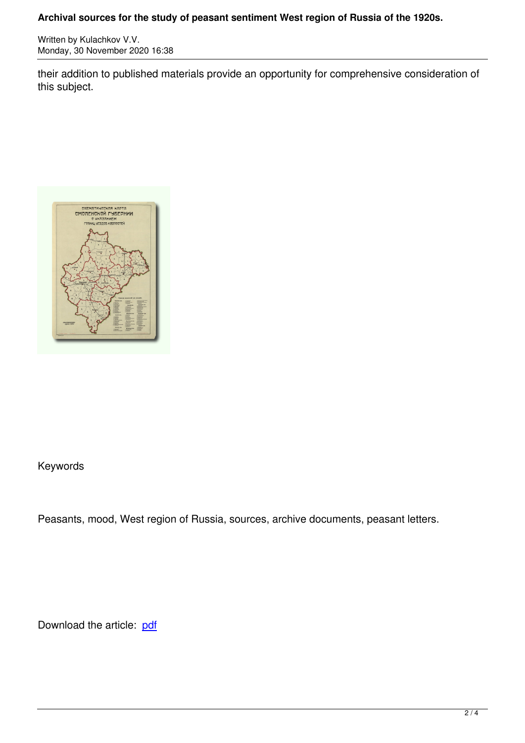their addition to published materials provide an opportunity for comprehensive consideration of this subject.

Keywords

Peasants, mood, West region of Russia, sources, archive documents, peasant letters.

Download the article: pdf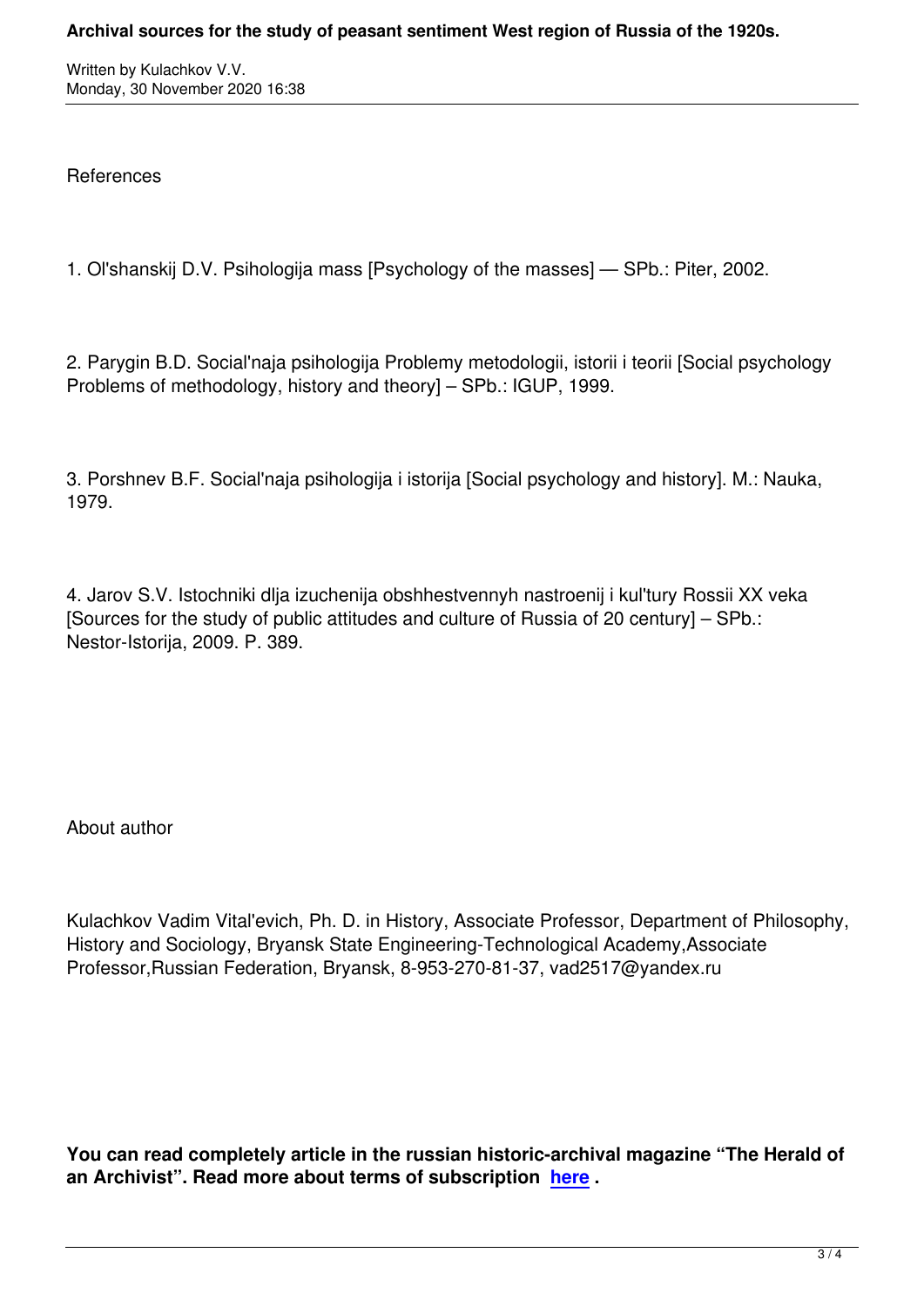References

1. Ol'shanskij D.V. Psihologija mass [Psychology of the masses] — SPb.: Piter, 2002.

2. Parygin B.D. Social'naja psihologija Problemy metodologii, istorii i teorii [Social psychology Problems of methodology, history and theory] – SPb.: IGUP, 1999.

3. Porshnev B.F. Social'naja psihologija i istorija [Social psychology and history]. M.: Nauka, 1979.

4. Jarov S.V. Istochniki dlja izuchenija obshhestvennyh nastroenij i kul'tury Rossii XX veka [Sources for the study of public attitudes and culture of Russia of 20 century] – SPb.: Nestor-Istorija, 2009. P. 389.

About author

Kulachkov Vadim Vital'evich, Ph. D. in History, Associate Professor, Department of Philosophy, History and Sociology, Bryansk State Engineering-Technological Academy,Associate Professor,Russian Federation, Bryansk, 8-953-270-81-37, vad2517@yandex.ru

**You can read completely article in the russian historic-archival magazine "The Herald of an Archivist". Read more about terms of subscription here .**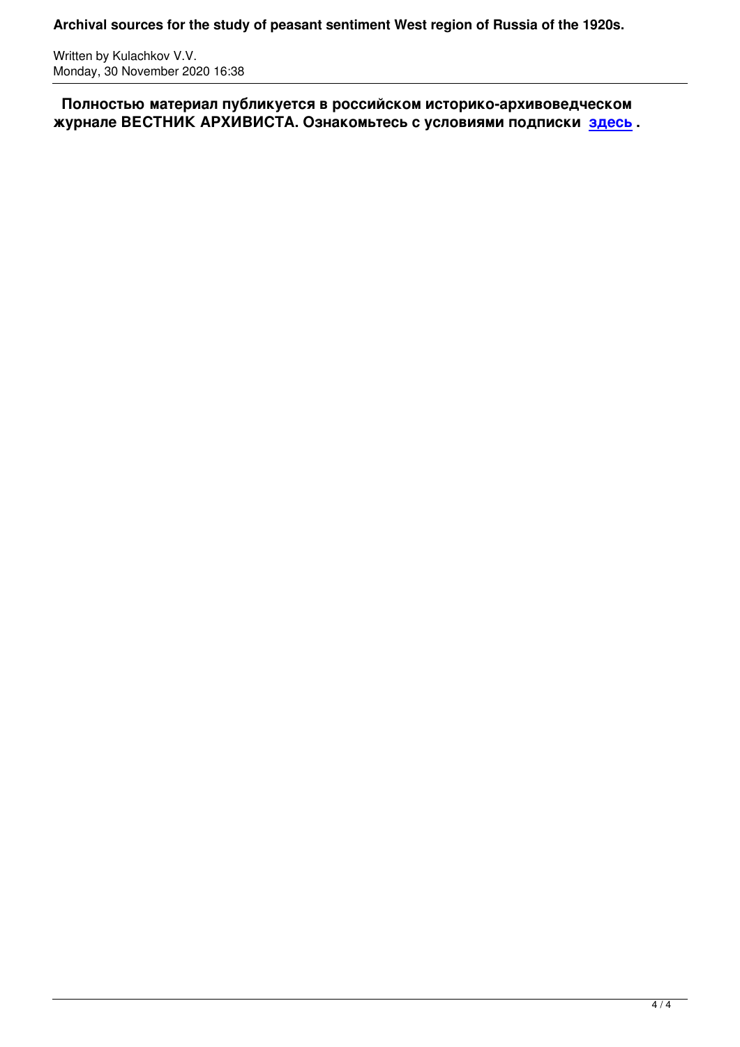**Полностью материал публикуется в российском историко-архивоведческом журнале ВЕСТНИК АРХИВИСТА. Ознакомьтесь с условиями подписки здесь .**